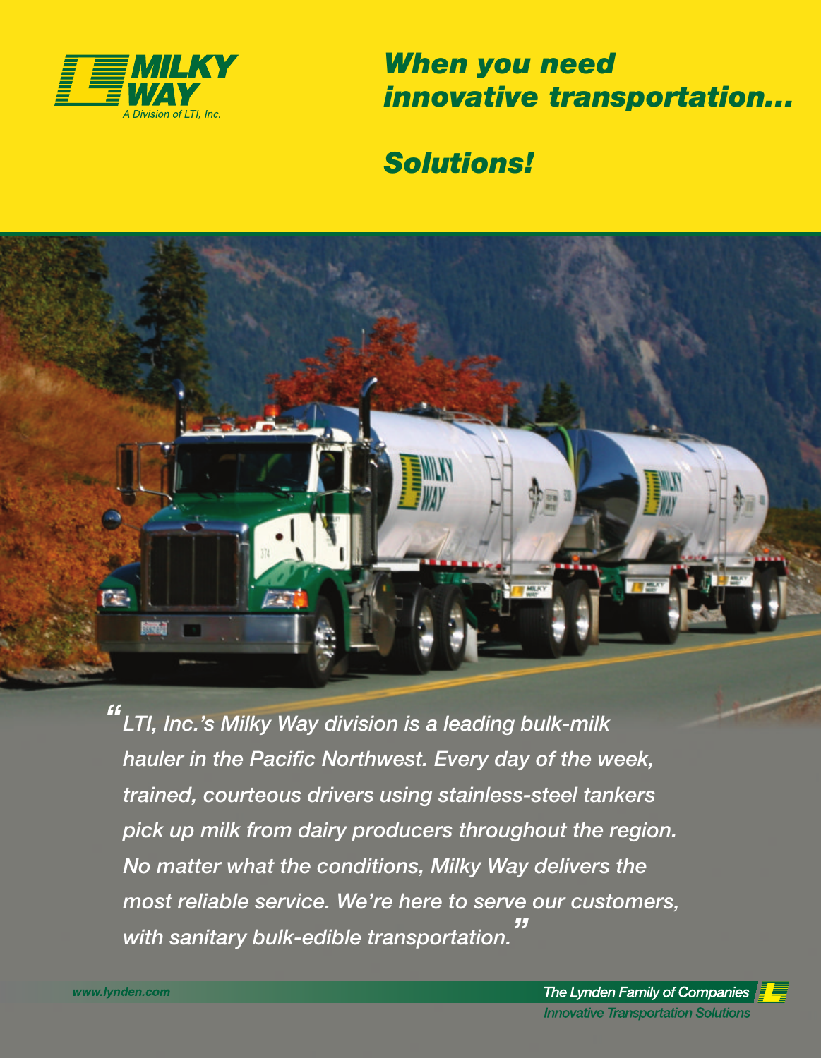MILKY WAY
A Division of LTI, Inc.

# When you need innovative transportation...

# Solutions!

*"LTI, Inc.'s Milky Way division is a leading bulk-milk hauler in the Pacific Northwest. Every day of the week, trained, courteous drivers using stainless-steel tankers pick up milk from dairy producers throughout the region. No matter what the conditions, Milky Way delivers the most reliable service. We're here to serve our customers, with sanitary bulk-edible transportation."*

www.lynden.com

The Lynden Family of Companies
Innovative Transportation Solutions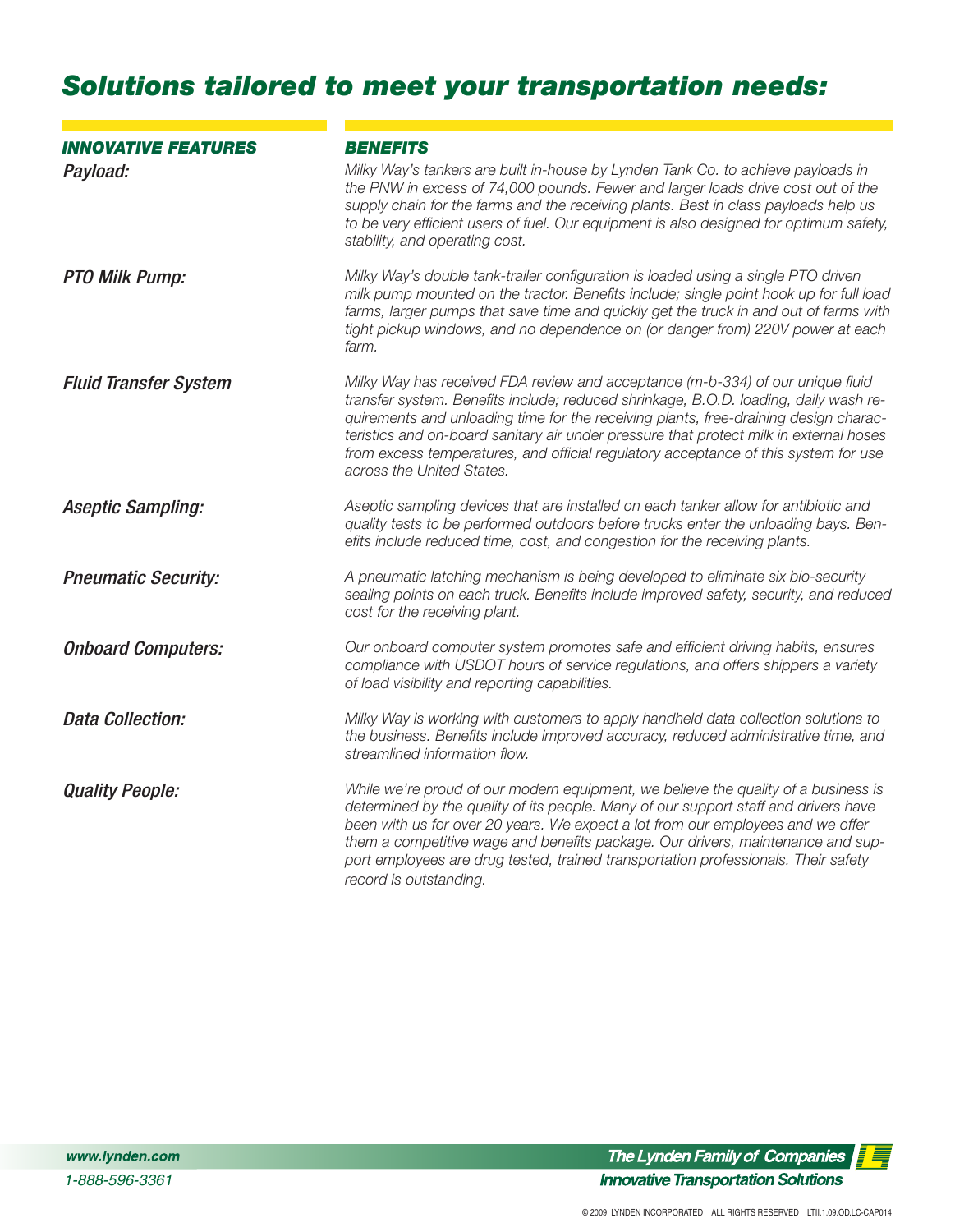# *Solutions tailored to meet your transportation needs:*

| ***INNOVATIVE FEATURES*** | ***BENEFITS*** |
| --- | --- |
| *Payload:* | *Milky Way's tankers are built in-house by Lynden Tank Co. to achieve payloads in the PNW in excess of 74,000 pounds. Fewer and larger loads drive cost out of the supply chain for the farms and the receiving plants. Best in class payloads help us to be very efficient users of fuel. Our equipment is also designed for optimum safety, stability, and operating cost.* |
| *PTO Milk Pump:* | *Milky Way's double tank-trailer configuration is loaded using a single PTO driven milk pump mounted on the tractor. Benefits include; single point hook up for full load farms, larger pumps that save time and quickly get the truck in and out of farms with tight pickup windows, and no dependence on (or danger from) 220V power at each farm.* |
| *Fluid Transfer System* | *Milky Way has received FDA review and acceptance (m-b-334) of our unique fluid transfer system. Benefits include; reduced shrinkage, B.O.D. loading, daily wash requirements and unloading time for the receiving plants, free-draining design characteristics and on-board sanitary air under pressure that protect milk in external hoses from excess temperatures, and official regulatory acceptance of this system for use across the United States.* |
| *Aseptic Sampling:* | *Aseptic sampling devices that are installed on each tanker allow for antibiotic and quality tests to be performed outdoors before trucks enter the unloading bays. Benefits include reduced time, cost, and congestion for the receiving plants.* |
| *Pneumatic Security:* | *A pneumatic latching mechanism is being developed to eliminate six bio-security sealing points on each truck. Benefits include improved safety, security, and reduced cost for the receiving plant.* |
| *Onboard Computers:* | *Our onboard computer system promotes safe and efficient driving habits, ensures compliance with USDOT hours of service regulations, and offers shippers a variety of load visibility and reporting capabilities.* |
| *Data Collection:* | *Milky Way is working with customers to apply handheld data collection solutions to the business. Benefits include improved accuracy, reduced administrative time, and streamlined information flow.* |
| *Quality People:* | *While we're proud of our modern equipment, we believe the quality of a business is determined by the quality of its people. Many of our support staff and drivers have been with us for over 20 years. We expect a lot from our employees and we offer them a competitive wage and benefits package. Our drivers, maintenance and support employees are drug tested, trained transportation professionals. Their safety record is outstanding.* |

***www.lynden.com***

*1-888-596-3361*

***The Lynden Family of Companies***

***Innovative Transportation Solutions***

© 2009 LYNDEN INCORPORATED ALL RIGHTS RESERVED LTII.1.09.OD.LC-CAP014